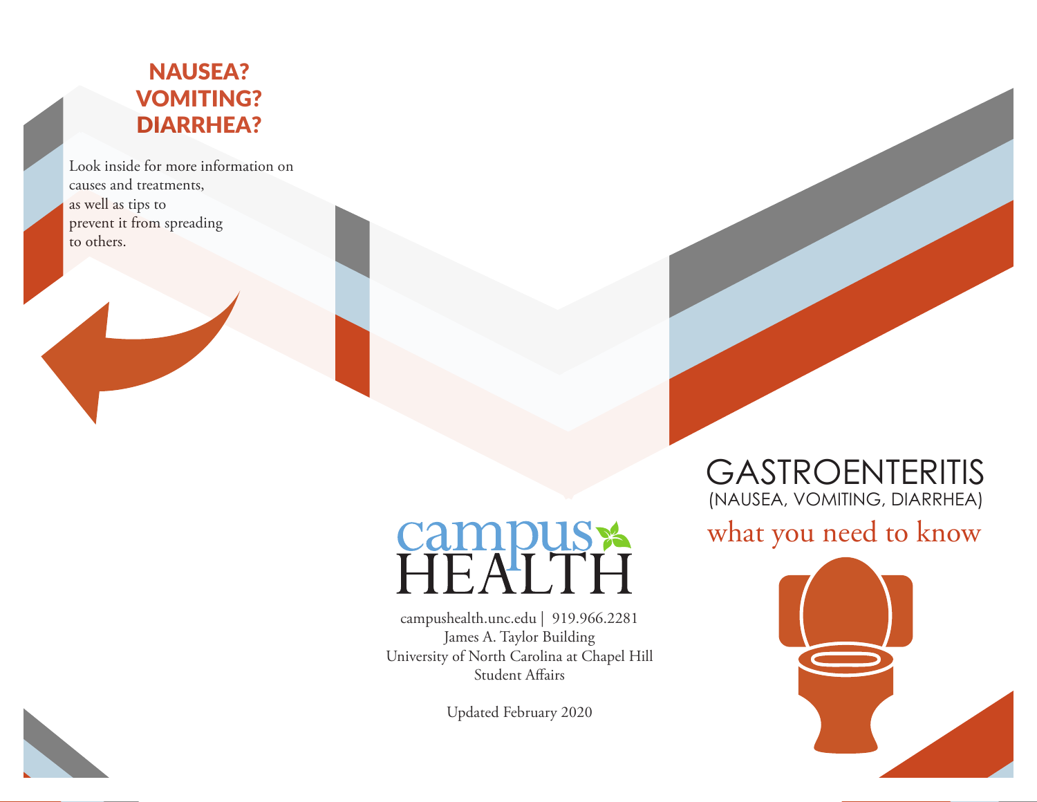## NAUSEA?
## VOMITING?
## DIARRHEA?

Look inside for more information on causes and treatments, as well as tips to prevent it from spreading to others.

campus HEALTH

campushealth.unc.edu | 919.966.2281
James A. Taylor Building
University of North Carolina at Chapel Hill
Student Affairs

Updated February 2020

# GASTROENTERITIS
(NAUSEA, VOMITING, DIARRHEA)

## what you need to know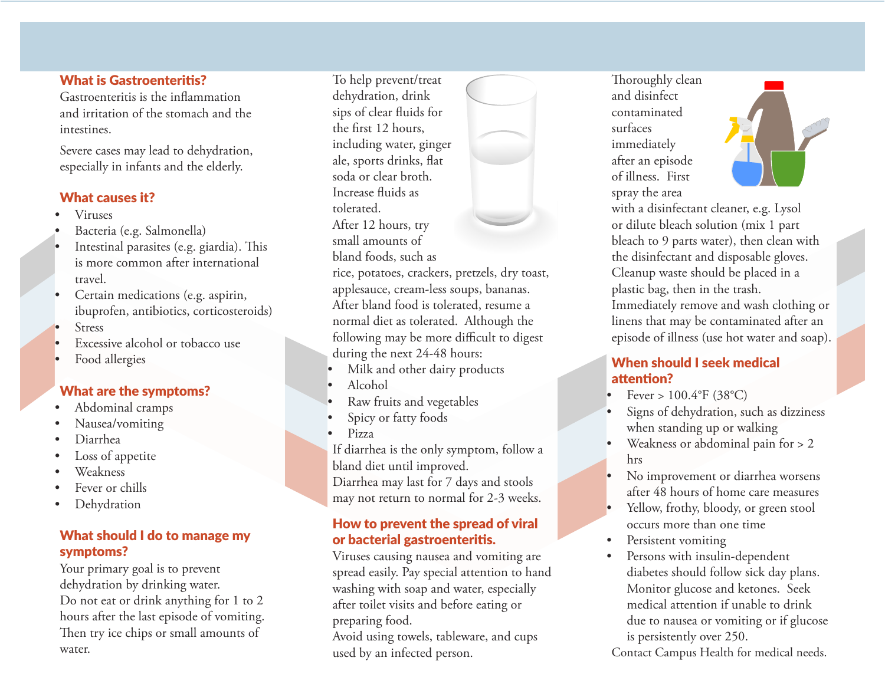## What is Gastroenteritis?

Gastroenteritis is the inflammation and irritation of the stomach and the intestines.

Severe cases may lead to dehydration, especially in infants and the elderly.

## What causes it?

- Viruses
- Bacteria (e.g. Salmonella)
- Intestinal parasites (e.g. giardia). This is more common after international travel.
- Certain medications (e.g. aspirin, ibuprofen, antibiotics, corticosteroids)
- Stress
- Excessive alcohol or tobacco use
- Food allergies

## What are the symptoms?

- Abdominal cramps
- Nausea/vomiting
- Diarrhea
- Loss of appetite
- Weakness
- Fever or chills
- Dehydration

## What should I do to manage my symptoms?

Your primary goal is to prevent dehydration by drinking water.
Do not eat or drink anything for 1 to 2 hours after the last episode of vomiting. Then try ice chips or small amounts of water.

To help prevent/treat dehydration, drink sips of clear fluids for the first 12 hours, including water, ginger ale, sports drinks, flat soda or clear broth. Increase fluids as tolerated.
After 12 hours, try small amounts of bland foods, such as rice, potatoes, crackers, pretzels, dry toast, applesauce, cream-less soups, bananas.
After bland food is tolerated, resume a normal diet as tolerated. Although the following may be more difficult to digest during the next 24-48 hours:

- Milk and other dairy products
- Alcohol
- Raw fruits and vegetables
- Spicy or fatty foods
- Pizza

If diarrhea is the only symptom, follow a bland diet until improved.
Diarrhea may last for 7 days and stools may not return to normal for 2-3 weeks.

## How to prevent the spread of viral or bacterial gastroenteritis.

Viruses causing nausea and vomiting are spread easily. Pay special attention to hand washing with soap and water, especially after toilet visits and before eating or preparing food.
Avoid using towels, tableware, and cups used by an infected person.

Thoroughly clean and disinfect contaminated surfaces immediately after an episode of illness. First spray the area with a disinfectant cleaner, e.g. Lysol or dilute bleach solution (mix 1 part bleach to 9 parts water), then clean with the disinfectant and disposable gloves. Cleanup waste should be placed in a plastic bag, then in the trash.
Immediately remove and wash clothing or linens that may be contaminated after an episode of illness (use hot water and soap).

## When should I seek medical attention?

- Fever > 100.4°F (38°C)
- Signs of dehydration, such as dizziness when standing up or walking
- Weakness or abdominal pain for > 2 hrs
- No improvement or diarrhea worsens after 48 hours of home care measures
- Yellow, frothy, bloody, or green stool occurs more than one time
- Persistent vomiting
- Persons with insulin-dependent diabetes should follow sick day plans. Monitor glucose and ketones. Seek medical attention if unable to drink due to nausea or vomiting or if glucose is persistently over 250.

Contact Campus Health for medical needs.